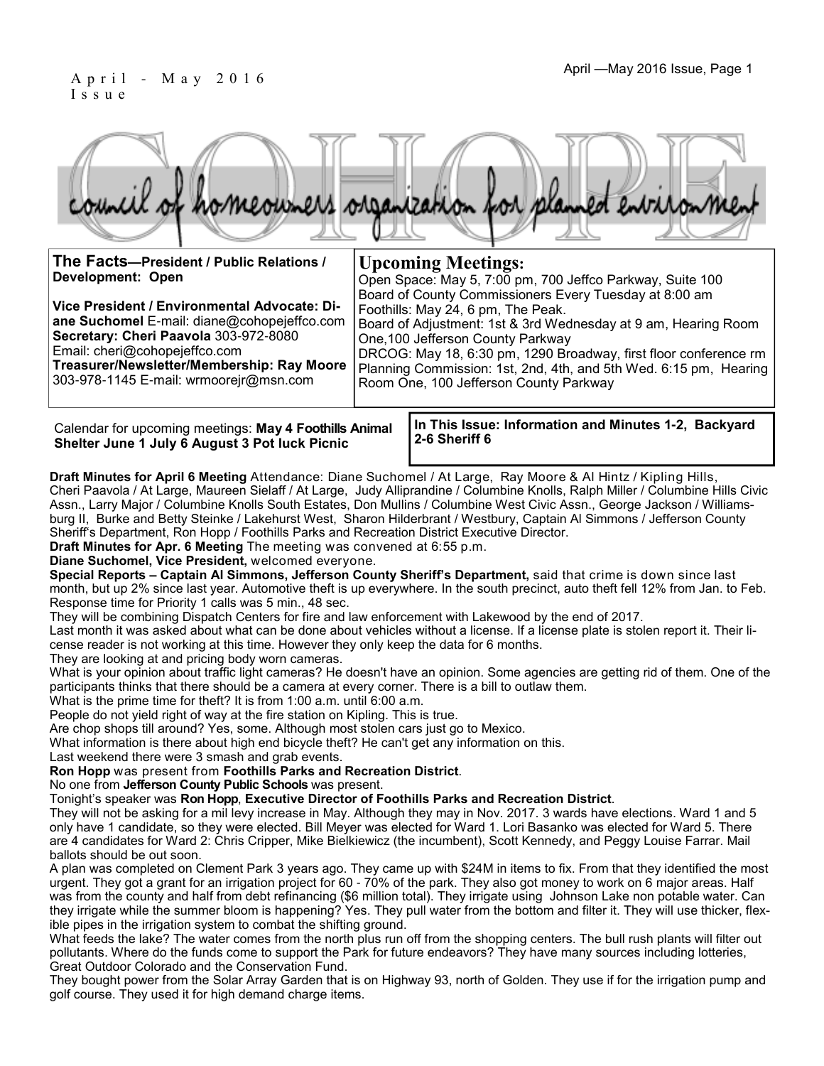April - May 2016 Issue

# COHOPE

council of homeowners organization for planned environment

**The Facts—President / Public Relations / Development: Open**

**Vice President / Environmental Advocate: Diane Suchomel** E-mail: diane@cohopejeffco.com
**Secretary: Cheri Paavola** 303-972-8080
Email: cheri@cohopejeffco.com
**Treasurer/Newsletter/Membership: Ray Moore** 303-978-1145 E-mail: wrmoorejr@msn.com

## Upcoming Meetings:

Open Space: May 5, 7:00 pm, 700 Jeffco Parkway, Suite 100
Board of County Commissioners Every Tuesday at 8:00 am
Foothills: May 24, 6 pm, The Peak.
Board of Adjustment: 1st & 3rd Wednesday at 9 am, Hearing Room One,100 Jefferson County Parkway
DRCOG: May 18, 6:30 pm, 1290 Broadway, first floor conference rm
Planning Commission: 1st, 2nd, 4th, and 5th Wed. 6:15 pm, Hearing Room One, 100 Jefferson County Parkway

Calendar for upcoming meetings: **May 4 Foothills Animal Shelter June 1 July 6 August 3 Pot luck Picnic**

**In This Issue: Information and Minutes 1-2, Backyard 2-6 Sheriff 6**

**Draft Minutes for April 6 Meeting** Attendance: Diane Suchomel / At Large, Ray Moore & Al Hintz / Kipling Hills, Cheri Paavola / At Large, Maureen Sielaff / At Large, Judy Alliprandine / Columbine Knolls, Ralph Miller / Columbine Hills Civic Assn., Larry Major / Columbine Knolls South Estates, Don Mullins / Columbine West Civic Assn., George Jackson / Williamsburg II, Burke and Betty Steinke / Lakehurst West, Sharon Hilderbrant / Westbury, Captain Al Simmons / Jefferson County Sheriff's Department, Ron Hopp / Foothills Parks and Recreation District Executive Director.

**Draft Minutes for Apr. 6 Meeting** The meeting was convened at 6:55 p.m.

**Diane Suchomel, Vice President,** welcomed everyone.

**Special Reports – Captain Al Simmons, Jefferson County Sheriff's Department,** said that crime is down since last month, but up 2% since last year. Automotive theft is up everywhere. In the south precinct, auto theft fell 12% from Jan. to Feb. Response time for Priority 1 calls was 5 min., 48 sec.

They will be combining Dispatch Centers for fire and law enforcement with Lakewood by the end of 2017.

Last month it was asked about what can be done about vehicles without a license. If a license plate is stolen report it. Their license reader is not working at this time. However they only keep the data for 6 months.

They are looking at and pricing body worn cameras.

What is your opinion about traffic light cameras? He doesn't have an opinion. Some agencies are getting rid of them. One of the participants thinks that there should be a camera at every corner. There is a bill to outlaw them.

What is the prime time for theft? It is from 1:00 a.m. until 6:00 a.m.

People do not yield right of way at the fire station on Kipling. This is true.

Are chop shops till around? Yes, some. Although most stolen cars just go to Mexico.

What information is there about high end bicycle theft? He can't get any information on this.

Last weekend there were 3 smash and grab events.

**Ron Hopp** was present from **Foothills Parks and Recreation District**.

No one from **Jefferson County Public Schools** was present.

Tonight's speaker was **Ron Hopp**, **Executive Director of Foothills Parks and Recreation District**.

They will not be asking for a mil levy increase in May. Although they may in Nov. 2017. 3 wards have elections. Ward 1 and 5 only have 1 candidate, so they were elected. Bill Meyer was elected for Ward 1. Lori Basanko was elected for Ward 5. There are 4 candidates for Ward 2: Chris Cripper, Mike Bielkiewicz (the incumbent), Scott Kennedy, and Peggy Louise Farrar. Mail ballots should be out soon.

A plan was completed on Clement Park 3 years ago. They came up with $24M in items to fix. From that they identified the most urgent. They got a grant for an irrigation project for 60 - 70% of the park. They also got money to work on 6 major areas. Half was from the county and half from debt refinancing ($6 million total). They irrigate using Johnson Lake non potable water. Can they irrigate while the summer bloom is happening? Yes. They pull water from the bottom and filter it. They will use thicker, flexible pipes in the irrigation system to combat the shifting ground.

What feeds the lake? The water comes from the north plus run off from the shopping centers. The bull rush plants will filter out pollutants. Where do the funds come to support the Park for future endeavors? They have many sources including lotteries, Great Outdoor Colorado and the Conservation Fund.

They bought power from the Solar Array Garden that is on Highway 93, north of Golden. They use if for the irrigation pump and golf course. They used it for high demand charge items.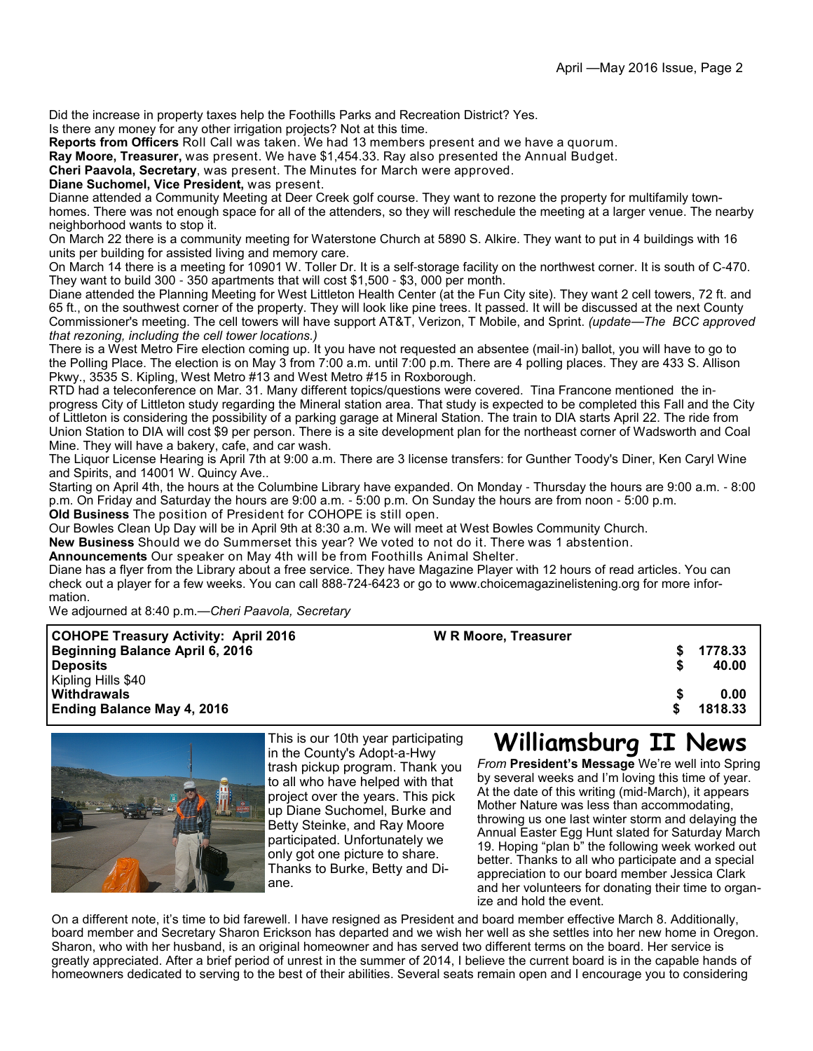Did the increase in property taxes help the Foothills Parks and Recreation District? Yes.

Is there any money for any other irrigation projects? Not at this time.

**Reports from Officers** Roll Call was taken. We had 13 members present and we have a quorum.

**Ray Moore, Treasurer,** was present. We have $1,454.33. Ray also presented the Annual Budget.

**Cheri Paavola, Secretary**, was present. The Minutes for March were approved.

**Diane Suchomel, Vice President,** was present.

Dianne attended a Community Meeting at Deer Creek golf course. They want to rezone the property for multifamily townhomes. There was not enough space for all of the attenders, so they will reschedule the meeting at a larger venue. The nearby neighborhood wants to stop it.

On March 22 there is a community meeting for Waterstone Church at 5890 S. Alkire. They want to put in 4 buildings with 16 units per building for assisted living and memory care.

On March 14 there is a meeting for 10901 W. Toller Dr. It is a self-storage facility on the northwest corner. It is south of C-470. They want to build 300 - 350 apartments that will cost $1,500 - $3, 000 per month.

Diane attended the Planning Meeting for West Littleton Health Center (at the Fun City site). They want 2 cell towers, 72 ft. and 65 ft., on the southwest corner of the property. They will look like pine trees. It passed. It will be discussed at the next County Commissioner's meeting. The cell towers will have support AT&T, Verizon, T Mobile, and Sprint. *(update—The BCC approved that rezoning, including the cell tower locations.)*

There is a West Metro Fire election coming up. It you have not requested an absentee (mail-in) ballot, you will have to go to the Polling Place. The election is on May 3 from 7:00 a.m. until 7:00 p.m. There are 4 polling places. They are 433 S. Allison Pkwy., 3535 S. Kipling, West Metro #13 and West Metro #15 in Roxborough.

RTD had a teleconference on Mar. 31. Many different topics/questions were covered. Tina Francone mentioned the in-progress City of Littleton study regarding the Mineral station area. That study is expected to be completed this Fall and the City of Littleton is considering the possibility of a parking garage at Mineral Station. The train to DIA starts April 22. The ride from Union Station to DIA will cost $9 per person. There is a site development plan for the northeast corner of Wadsworth and Coal Mine. They will have a bakery, cafe, and car wash.

The Liquor License Hearing is April 7th at 9:00 a.m. There are 3 license transfers: for Gunther Toody's Diner, Ken Caryl Wine and Spirits, and 14001 W. Quincy Ave..

Starting on April 4th, the hours at the Columbine Library have expanded. On Monday - Thursday the hours are 9:00 a.m. - 8:00 p.m. On Friday and Saturday the hours are 9:00 a.m. - 5:00 p.m. On Sunday the hours are from noon - 5:00 p.m.

**Old Business** The position of President for COHOPE is still open.

Our Bowles Clean Up Day will be in April 9th at 8:30 a.m. We will meet at West Bowles Community Church.

**New Business** Should we do Summerset this year? We voted to not do it. There was 1 abstention.

**Announcements** Our speaker on May 4th will be from Foothills Animal Shelter.

Diane has a flyer from the Library about a free service. They have Magazine Player with 12 hours of read articles. You can check out a player for a few weeks. You can call 888-724-6423 or go to www.choicemagazinelistening.org for more information.

We adjourned at 8:40 p.m.—*Cheri Paavola, Secretary*

| **COHOPE Treasury Activity: April 2016** | **W R Moore, Treasurer** | |
|---|---|---|
| **Beginning Balance April 6, 2016** | | **$ 1778.33** |
| **Deposits** | | **$ 40.00** |
| Kipling Hills $40 | | |
| **Withdrawals** | | **$ 0.00** |
| **Ending Balance May 4, 2016** | | **$ 1818.33** |

This is our 10th year participating in the County's Adopt-a-Hwy trash pickup program. Thank you to all who have helped with that project over the years. This pick up Diane Suchomel, Burke and Betty Steinke, and Ray Moore participated. Unfortunately we only got one picture to share. Thanks to Burke, Betty and Diane.

# Williamsburg II News

*From* **President's Message** We're well into Spring by several weeks and I'm loving this time of year. At the date of this writing (mid-March), it appears Mother Nature was less than accommodating, throwing us one last winter storm and delaying the Annual Easter Egg Hunt slated for Saturday March 19. Hoping "plan b" the following week worked out better. Thanks to all who participate and a special appreciation to our board member Jessica Clark and her volunteers for donating their time to organize and hold the event.

On a different note, it's time to bid farewell. I have resigned as President and board member effective March 8. Additionally, board member and Secretary Sharon Erickson has departed and we wish her well as she settles into her new home in Oregon. Sharon, who with her husband, is an original homeowner and has served two different terms on the board. Her service is greatly appreciated. After a brief period of unrest in the summer of 2014, I believe the current board is in the capable hands of homeowners dedicated to serving to the best of their abilities. Several seats remain open and I encourage you to considering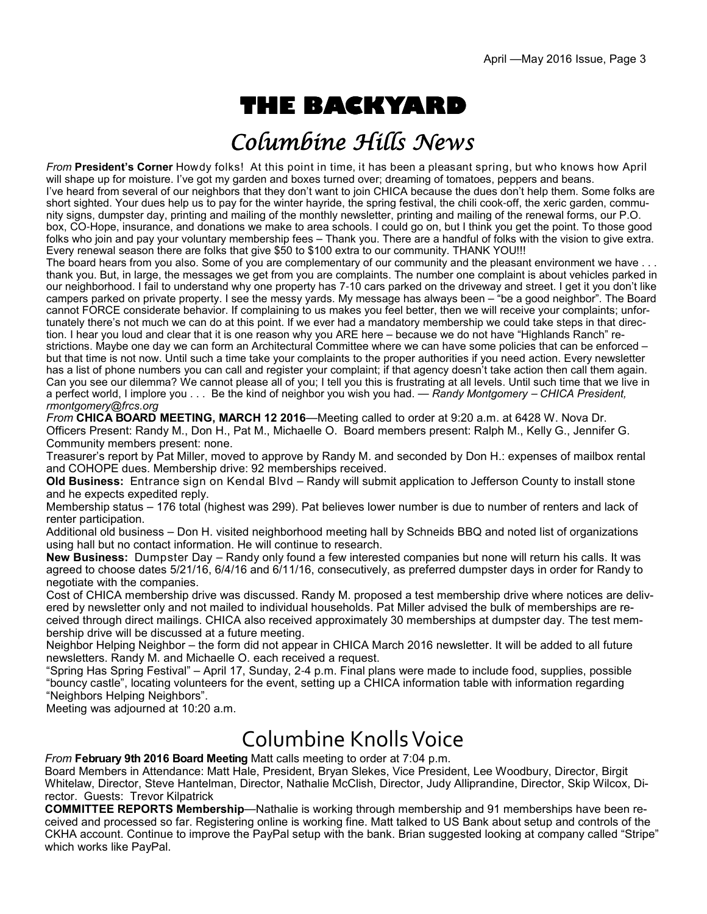# THE BACKYARD

## *Columbine Hills News*

*From* **President's Corner** Howdy folks! At this point in time, it has been a pleasant spring, but who knows how April will shape up for moisture. I've got my garden and boxes turned over; dreaming of tomatoes, peppers and beans.

I've heard from several of our neighbors that they don't want to join CHICA because the dues don't help them. Some folks are short sighted. Your dues help us to pay for the winter hayride, the spring festival, the chili cook-off, the xeric garden, community signs, dumpster day, printing and mailing of the monthly newsletter, printing and mailing of the renewal forms, our P.O. box, CO-Hope, insurance, and donations we make to area schools. I could go on, but I think you get the point. To those good folks who join and pay your voluntary membership fees – Thank you. There are a handful of folks with the vision to give extra. Every renewal season there are folks that give $50 to $100 extra to our community. THANK YOU!!!

The board hears from you also. Some of you are complementary of our community and the pleasant environment we have . . . thank you. But, in large, the messages we get from you are complaints. The number one complaint is about vehicles parked in our neighborhood. I fail to understand why one property has 7-10 cars parked on the driveway and street. I get it you don't like campers parked on private property. I see the messy yards. My message has always been – "be a good neighbor". The Board cannot FORCE considerate behavior. If complaining to us makes you feel better, then we will receive your complaints; unfortunately there's not much we can do at this point. If we ever had a mandatory membership we could take steps in that direction. I hear you loud and clear that it is one reason why you ARE here – because we do not have "Highlands Ranch" restrictions. Maybe one day we can form an Architectural Committee where we can have some policies that can be enforced – but that time is not now. Until such a time take your complaints to the proper authorities if you need action. Every newsletter has a list of phone numbers you can call and register your complaint; if that agency doesn't take action then call them again. Can you see our dilemma? We cannot please all of you; I tell you this is frustrating at all levels. Until such time that we live in a perfect world, I implore you . . . Be the kind of neighbor you wish you had. — *Randy Montgomery – CHICA President, rmontgomery@frcs.org*

*From* **CHICA BOARD MEETING, MARCH 12 2016**—Meeting called to order at 9:20 a.m. at 6428 W. Nova Dr. Officers Present: Randy M., Don H., Pat M., Michaelle O. Board members present: Ralph M., Kelly G., Jennifer G. Community members present: none.

Treasurer's report by Pat Miller, moved to approve by Randy M. and seconded by Don H.: expenses of mailbox rental and COHOPE dues. Membership drive: 92 memberships received.

**Old Business:** Entrance sign on Kendal Blvd – Randy will submit application to Jefferson County to install stone and he expects expedited reply.

Membership status – 176 total (highest was 299). Pat believes lower number is due to number of renters and lack of renter participation.

Additional old business – Don H. visited neighborhood meeting hall by Schneids BBQ and noted list of organizations using hall but no contact information. He will continue to research.

**New Business:** Dumpster Day – Randy only found a few interested companies but none will return his calls. It was agreed to choose dates 5/21/16, 6/4/16 and 6/11/16, consecutively, as preferred dumpster days in order for Randy to negotiate with the companies.

Cost of CHICA membership drive was discussed. Randy M. proposed a test membership drive where notices are delivered by newsletter only and not mailed to individual households. Pat Miller advised the bulk of memberships are received through direct mailings. CHICA also received approximately 30 memberships at dumpster day. The test membership drive will be discussed at a future meeting.

Neighbor Helping Neighbor – the form did not appear in CHICA March 2016 newsletter. It will be added to all future newsletters. Randy M. and Michaelle O. each received a request.

"Spring Has Spring Festival" – April 17, Sunday, 2-4 p.m. Final plans were made to include food, supplies, possible "bouncy castle", locating volunteers for the event, setting up a CHICA information table with information regarding "Neighbors Helping Neighbors".

Meeting was adjourned at 10:20 a.m.

## Columbine Knolls Voice

*From* **February 9th 2016 Board Meeting** Matt calls meeting to order at 7:04 p.m.

Board Members in Attendance: Matt Hale, President, Bryan Slekes, Vice President, Lee Woodbury, Director, Birgit Whitelaw, Director, Steve Hantelman, Director, Nathalie McClish, Director, Judy Alliprandine, Director, Skip Wilcox, Director. Guests: Trevor Kilpatrick

**COMMITTEE REPORTS Membership**—Nathalie is working through membership and 91 memberships have been received and processed so far. Registering online is working fine. Matt talked to US Bank about setup and controls of the CKHA account. Continue to improve the PayPal setup with the bank. Brian suggested looking at company called "Stripe" which works like PayPal.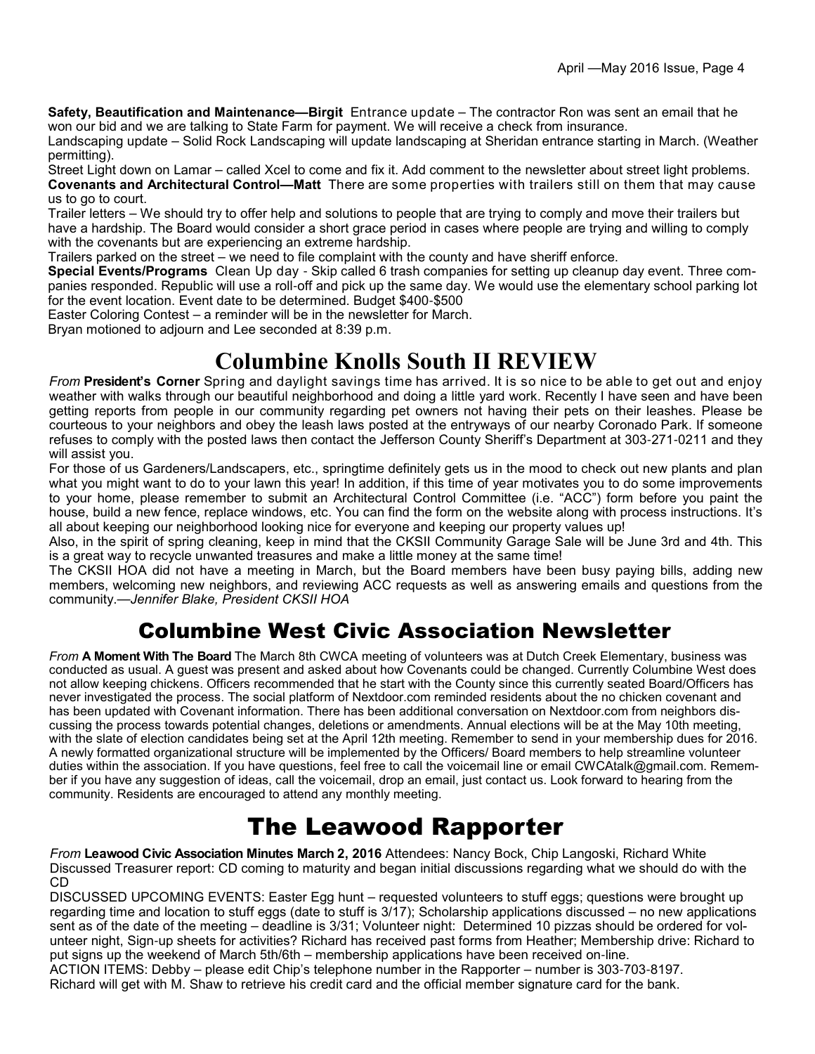**Safety, Beautification and Maintenance—Birgit** Entrance update – The contractor Ron was sent an email that he won our bid and we are talking to State Farm for payment. We will receive a check from insurance.

Landscaping update – Solid Rock Landscaping will update landscaping at Sheridan entrance starting in March. (Weather permitting).

Street Light down on Lamar – called Xcel to come and fix it. Add comment to the newsletter about street light problems.

**Covenants and Architectural Control—Matt** There are some properties with trailers still on them that may cause us to go to court.

Trailer letters – We should try to offer help and solutions to people that are trying to comply and move their trailers but have a hardship. The Board would consider a short grace period in cases where people are trying and willing to comply with the covenants but are experiencing an extreme hardship.

Trailers parked on the street – we need to file complaint with the county and have sheriff enforce.

**Special Events/Programs** Clean Up day - Skip called 6 trash companies for setting up cleanup day event. Three companies responded. Republic will use a roll-off and pick up the same day. We would use the elementary school parking lot for the event location. Event date to be determined. Budget $400-$500

Easter Coloring Contest – a reminder will be in the newsletter for March.

Bryan motioned to adjourn and Lee seconded at 8:39 p.m.

# Columbine Knolls South II REVIEW

*From* **President's Corner** Spring and daylight savings time has arrived. It is so nice to be able to get out and enjoy weather with walks through our beautiful neighborhood and doing a little yard work. Recently I have seen and have been getting reports from people in our community regarding pet owners not having their pets on their leashes. Please be courteous to your neighbors and obey the leash laws posted at the entryways of our nearby Coronado Park. If someone refuses to comply with the posted laws then contact the Jefferson County Sheriff's Department at 303-271-0211 and they will assist you.

For those of us Gardeners/Landscapers, etc., springtime definitely gets us in the mood to check out new plants and plan what you might want to do to your lawn this year! In addition, if this time of year motivates you to do some improvements to your home, please remember to submit an Architectural Control Committee (i.e. "ACC") form before you paint the house, build a new fence, replace windows, etc. You can find the form on the website along with process instructions. It's all about keeping our neighborhood looking nice for everyone and keeping our property values up!

Also, in the spirit of spring cleaning, keep in mind that the CKSII Community Garage Sale will be June 3rd and 4th. This is a great way to recycle unwanted treasures and make a little money at the same time!

The CKSII HOA did not have a meeting in March, but the Board members have been busy paying bills, adding new members, welcoming new neighbors, and reviewing ACC requests as well as answering emails and questions from the community.—*Jennifer Blake, President CKSII HOA*

# Columbine West Civic Association Newsletter

*From* **A Moment With The Board** The March 8th CWCA meeting of volunteers was at Dutch Creek Elementary, business was conducted as usual. A guest was present and asked about how Covenants could be changed. Currently Columbine West does not allow keeping chickens. Officers recommended that he start with the County since this currently seated Board/Officers has never investigated the process. The social platform of Nextdoor.com reminded residents about the no chicken covenant and has been updated with Covenant information. There has been additional conversation on Nextdoor.com from neighbors discussing the process towards potential changes, deletions or amendments. Annual elections will be at the May 10th meeting, with the slate of election candidates being set at the April 12th meeting. Remember to send in your membership dues for 2016. A newly formatted organizational structure will be implemented by the Officers/ Board members to help streamline volunteer duties within the association. If you have questions, feel free to call the voicemail line or email CWCAtalk@gmail.com. Remember if you have any suggestion of ideas, call the voicemail, drop an email, just contact us. Look forward to hearing from the community. Residents are encouraged to attend any monthly meeting.

# The Leawood Rapporter

*From* **Leawood Civic Association Minutes March 2, 2016** Attendees: Nancy Bock, Chip Langoski, Richard White

Discussed Treasurer report: CD coming to maturity and began initial discussions regarding what we should do with the CD

DISCUSSED UPCOMING EVENTS: Easter Egg hunt – requested volunteers to stuff eggs; questions were brought up regarding time and location to stuff eggs (date to stuff is 3/17); Scholarship applications discussed – no new applications sent as of the date of the meeting – deadline is 3/31; Volunteer night: Determined 10 pizzas should be ordered for volunteer night, Sign-up sheets for activities? Richard has received past forms from Heather; Membership drive: Richard to put signs up the weekend of March 5th/6th – membership applications have been received on-line.

ACTION ITEMS: Debby – please edit Chip's telephone number in the Rapporter – number is 303-703-8197.

Richard will get with M. Shaw to retrieve his credit card and the official member signature card for the bank.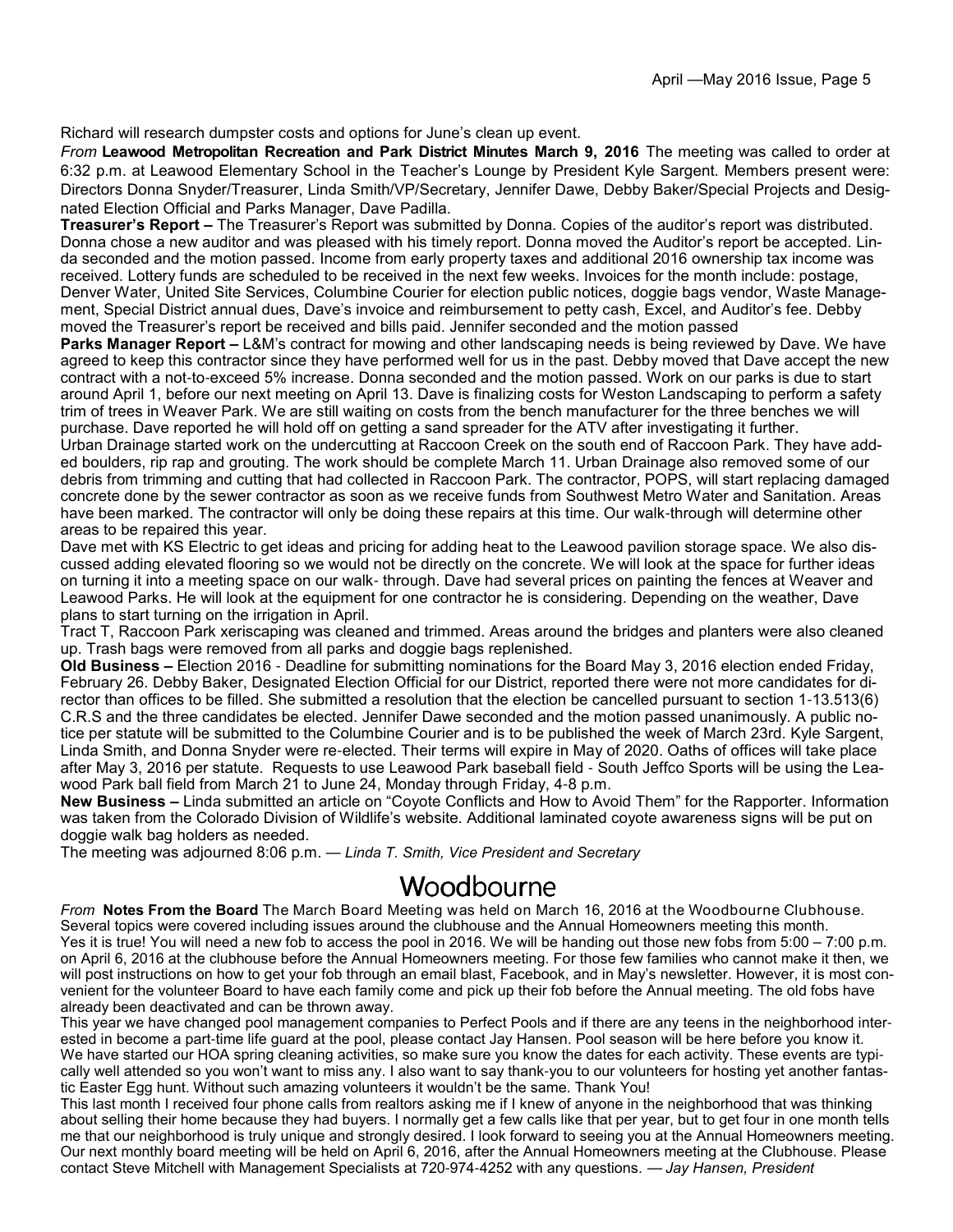Richard will research dumpster costs and options for June's clean up event.

*From* **Leawood Metropolitan Recreation and Park District Minutes March 9, 2016** The meeting was called to order at 6:32 p.m. at Leawood Elementary School in the Teacher's Lounge by President Kyle Sargent. Members present were: Directors Donna Snyder/Treasurer, Linda Smith/VP/Secretary, Jennifer Dawe, Debby Baker/Special Projects and Designated Election Official and Parks Manager, Dave Padilla.

**Treasurer's Report –** The Treasurer's Report was submitted by Donna. Copies of the auditor's report was distributed. Donna chose a new auditor and was pleased with his timely report. Donna moved the Auditor's report be accepted. Linda seconded and the motion passed. Income from early property taxes and additional 2016 ownership tax income was received. Lottery funds are scheduled to be received in the next few weeks. Invoices for the month include: postage, Denver Water, United Site Services, Columbine Courier for election public notices, doggie bags vendor, Waste Management, Special District annual dues, Dave's invoice and reimbursement to petty cash, Excel, and Auditor's fee. Debby moved the Treasurer's report be received and bills paid. Jennifer seconded and the motion passed

**Parks Manager Report –** L&M's contract for mowing and other landscaping needs is being reviewed by Dave. We have agreed to keep this contractor since they have performed well for us in the past. Debby moved that Dave accept the new contract with a not-to-exceed 5% increase. Donna seconded and the motion passed. Work on our parks is due to start around April 1, before our next meeting on April 13. Dave is finalizing costs for Weston Landscaping to perform a safety trim of trees in Weaver Park. We are still waiting on costs from the bench manufacturer for the three benches we will purchase. Dave reported he will hold off on getting a sand spreader for the ATV after investigating it further.

Urban Drainage started work on the undercutting at Raccoon Creek on the south end of Raccoon Park. They have added boulders, rip rap and grouting. The work should be complete March 11. Urban Drainage also removed some of our debris from trimming and cutting that had collected in Raccoon Park. The contractor, POPS, will start replacing damaged concrete done by the sewer contractor as soon as we receive funds from Southwest Metro Water and Sanitation. Areas have been marked. The contractor will only be doing these repairs at this time. Our walk-through will determine other areas to be repaired this year.

Dave met with KS Electric to get ideas and pricing for adding heat to the Leawood pavilion storage space. We also discussed adding elevated flooring so we would not be directly on the concrete. We will look at the space for further ideas on turning it into a meeting space on our walk- through. Dave had several prices on painting the fences at Weaver and Leawood Parks. He will look at the equipment for one contractor he is considering. Depending on the weather, Dave plans to start turning on the irrigation in April.

Tract T, Raccoon Park xeriscaping was cleaned and trimmed. Areas around the bridges and planters were also cleaned up. Trash bags were removed from all parks and doggie bags replenished.

**Old Business –** Election 2016 - Deadline for submitting nominations for the Board May 3, 2016 election ended Friday, February 26. Debby Baker, Designated Election Official for our District, reported there were not more candidates for director than offices to be filled. She submitted a resolution that the election be cancelled pursuant to section 1-13.513(6) C.R.S and the three candidates be elected. Jennifer Dawe seconded and the motion passed unanimously. A public notice per statute will be submitted to the Columbine Courier and is to be published the week of March 23rd. Kyle Sargent, Linda Smith, and Donna Snyder were re-elected. Their terms will expire in May of 2020. Oaths of offices will take place after May 3, 2016 per statute. Requests to use Leawood Park baseball field - South Jeffco Sports will be using the Leawood Park ball field from March 21 to June 24, Monday through Friday, 4-8 p.m.

**New Business –** Linda submitted an article on "Coyote Conflicts and How to Avoid Them" for the Rapporter. Information was taken from the Colorado Division of Wildlife's website. Additional laminated coyote awareness signs will be put on doggie walk bag holders as needed.

The meeting was adjourned 8:06 p.m. — *Linda T. Smith, Vice President and Secretary*

# Woodbourne

*From* **Notes From the Board** The March Board Meeting was held on March 16, 2016 at the Woodbourne Clubhouse. Several topics were covered including issues around the clubhouse and the Annual Homeowners meeting this month.

Yes it is true! You will need a new fob to access the pool in 2016. We will be handing out those new fobs from 5:00 – 7:00 p.m. on April 6, 2016 at the clubhouse before the Annual Homeowners meeting. For those few families who cannot make it then, we will post instructions on how to get your fob through an email blast, Facebook, and in May's newsletter. However, it is most convenient for the volunteer Board to have each family come and pick up their fob before the Annual meeting. The old fobs have already been deactivated and can be thrown away.

This year we have changed pool management companies to Perfect Pools and if there are any teens in the neighborhood interested in become a part-time life guard at the pool, please contact Jay Hansen. Pool season will be here before you know it.

We have started our HOA spring cleaning activities, so make sure you know the dates for each activity. These events are typically well attended so you won't want to miss any. I also want to say thank-you to our volunteers for hosting yet another fantastic Easter Egg hunt. Without such amazing volunteers it wouldn't be the same. Thank You!

This last month I received four phone calls from realtors asking me if I knew of anyone in the neighborhood that was thinking about selling their home because they had buyers. I normally get a few calls like that per year, but to get four in one month tells me that our neighborhood is truly unique and strongly desired. I look forward to seeing you at the Annual Homeowners meeting. Our next monthly board meeting will be held on April 6, 2016, after the Annual Homeowners meeting at the Clubhouse. Please contact Steve Mitchell with Management Specialists at 720-974-4252 with any questions. — *Jay Hansen, President*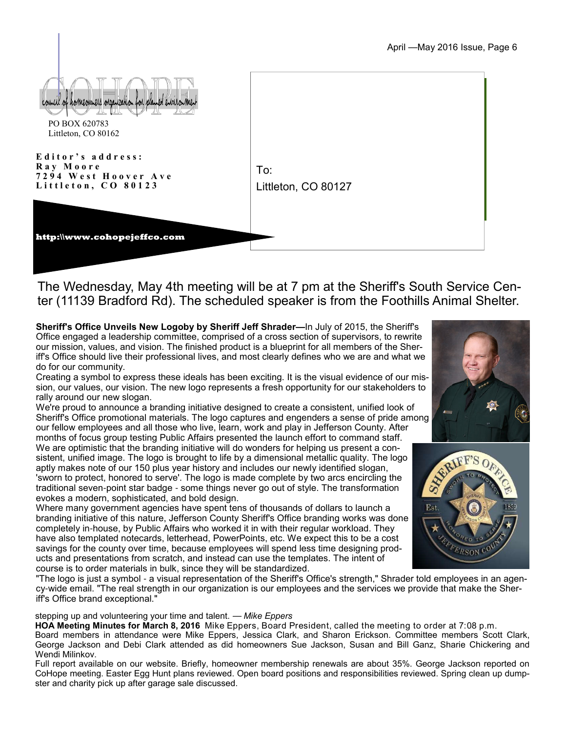council of homeowners organization for planned environment

PO BOX 620783
Littleton, CO 80162

**Editor's address:**
**Ray Moore**
**7294 West Hoover Ave**
**Littleton, CO 80123**

**http:\\www.cohopejeffco.com**

To:
Littleton, CO 80127

The Wednesday, May 4th meeting will be at 7 pm at the Sheriff's South Service Center (11139 Bradford Rd). The scheduled speaker is from the Foothills Animal Shelter.

**Sheriff's Office Unveils New Logoby by Sheriff Jeff Shrader—**In July of 2015, the Sheriff's Office engaged a leadership committee, comprised of a cross section of supervisors, to rewrite our mission, values, and vision. The finished product is a blueprint for all members of the Sheriff's Office should live their professional lives, and most clearly defines who we are and what we do for our community.

Creating a symbol to express these ideals has been exciting. It is the visual evidence of our mission, our values, our vision. The new logo represents a fresh opportunity for our stakeholders to rally around our new slogan.

We're proud to announce a branding initiative designed to create a consistent, unified look of Sheriff's Office promotional materials. The logo captures and engenders a sense of pride among our fellow employees and all those who live, learn, work and play in Jefferson County. After months of focus group testing Public Affairs presented the launch effort to command staff.

We are optimistic that the branding initiative will do wonders for helping us present a consistent, unified image. The logo is brought to life by a dimensional metallic quality. The logo aptly makes note of our 150 plus year history and includes our newly identified slogan, 'sworn to protect, honored to serve'. The logo is made complete by two arcs encircling the traditional seven-point star badge - some things never go out of style. The transformation evokes a modern, sophisticated, and bold design.

Where many government agencies have spent tens of thousands of dollars to launch a branding initiative of this nature, Jefferson County Sheriff's Office branding works was done completely in-house, by Public Affairs who worked it in with their regular workload. They have also templated notecards, letterhead, PowerPoints, etc. We expect this to be a cost savings for the county over time, because employees will spend less time designing products and presentations from scratch, and instead can use the templates. The intent of course is to order materials in bulk, since they will be standardized.

"The logo is just a symbol - a visual representation of the Sheriff's Office's strength," Shrader told employees in an agency-wide email. "The real strength in our organization is our employees and the services we provide that make the Sheriff's Office brand exceptional."

stepping up and volunteering your time and talent. — *Mike Eppers*

**HOA Meeting Minutes for March 8, 2016** Mike Eppers, Board President, called the meeting to order at 7:08 p.m.
Board members in attendance were Mike Eppers, Jessica Clark, and Sharon Erickson. Committee members Scott Clark, George Jackson and Debi Clark attended as did homeowners Sue Jackson, Susan and Bill Ganz, Sharie Chickering and Wendi Milinkov.

Full report available on our website. Briefly, homeowner membership renewals are about 35%. George Jackson reported on CoHope meeting. Easter Egg Hunt plans reviewed. Open board positions and responsibilities reviewed. Spring clean up dumpster and charity pick up after garage sale discussed.